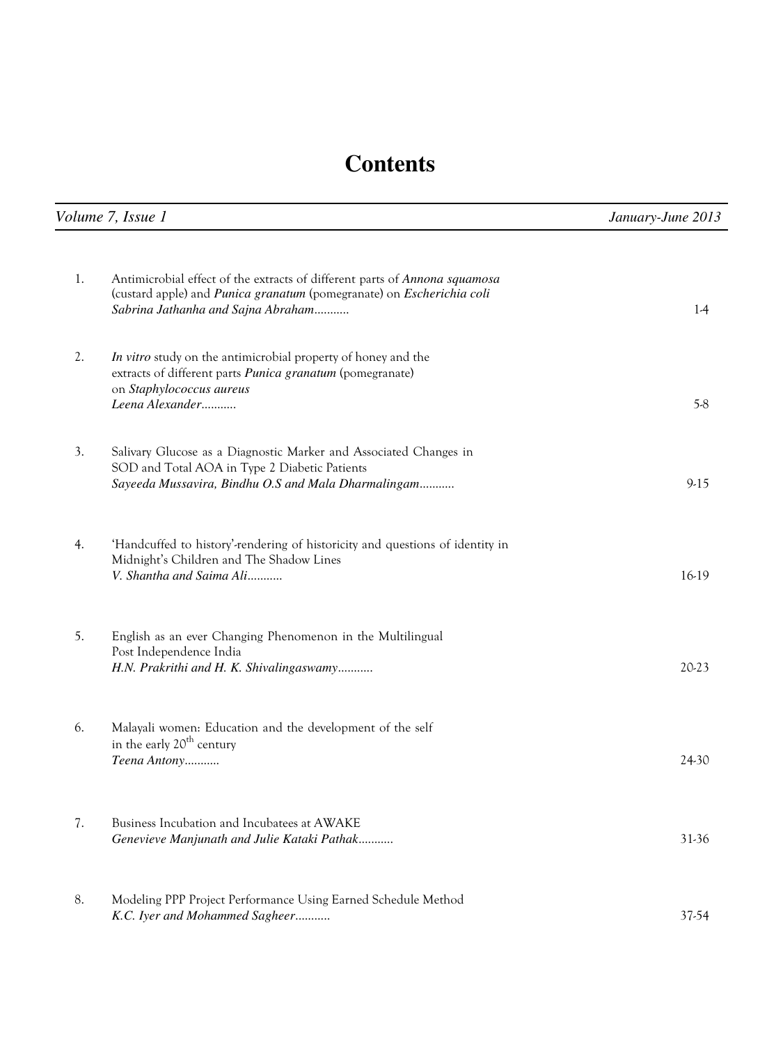# Contents

*Volume 7, Issue 1* | *January-June 2013*

1. Antimicrobial effect of the extracts of different parts of *Annona squamosa* (custard apple) and *Punica granatum* (pomegranate) on *Escherichia coli*
   *Sabrina Jathanha and Sajna Abraham*........... 1-4

2. *In vitro* study on the antimicrobial property of honey and the extracts of different parts *Punica granatum* (pomegranate) on *Staphylococcus aureus*
   *Leena Alexander*........... 5-8

3. Salivary Glucose as a Diagnostic Marker and Associated Changes in SOD and Total AOA in Type 2 Diabetic Patients
   *Sayeeda Mussavira, Bindhu O.S and Mala Dharmalingam*........... 9-15

4. 'Handcuffed to history'-rendering of historicity and questions of identity in Midnight's Children and The Shadow Lines
   *V. Shantha and Saima Ali*........... 16-19

5. English as an ever Changing Phenomenon in the Multilingual Post Independence India
   *H.N. Prakrithi and H. K. Shivalingaswamy*........... 20-23

6. Malayali women: Education and the development of the self in the early 20th century
   *Teena Antony*........... 24-30

7. Business Incubation and Incubatees at AWAKE
   *Genevieve Manjunath and Julie Kataki Pathak*........... 31-36

8. Modeling PPP Project Performance Using Earned Schedule Method
   *K.C. Iyer and Mohammed Sagheer*........... 37-54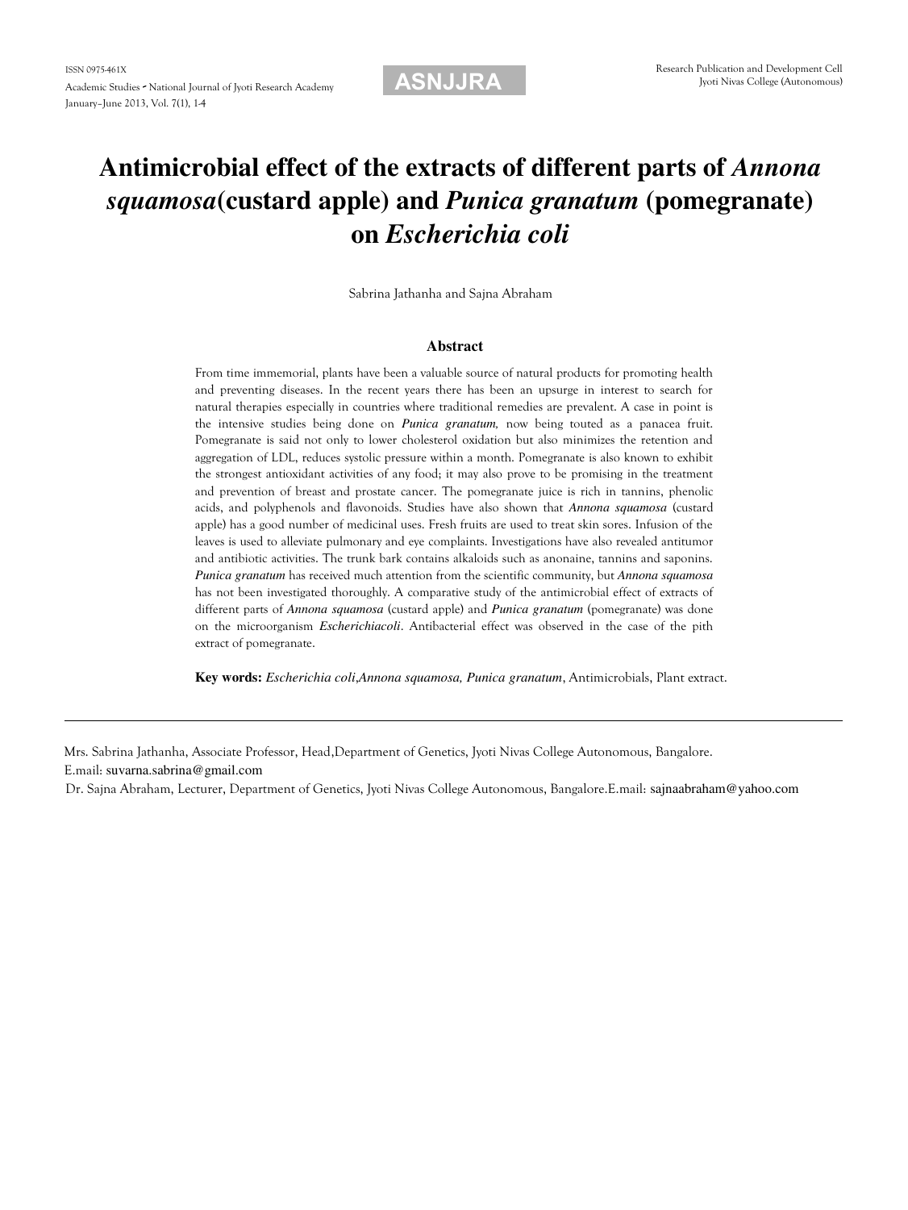# Antimicrobial effect of the extracts of different parts of *Annona squamosa*(custard apple) and *Punica granatum* (pomegranate) on *Escherichia coli*

Sabrina Jathanha and Sajna Abraham

## Abstract

From time immemorial, plants have been a valuable source of natural products for promoting health and preventing diseases. In the recent years there has been an upsurge in interest to search for natural therapies especially in countries where traditional remedies are prevalent. A case in point is the intensive studies being done on ***Punica granatum,*** now being touted as a panacea fruit. Pomegranate is said not only to lower cholesterol oxidation but also minimizes the retention and aggregation of LDL, reduces systolic pressure within a month. Pomegranate is also known to exhibit the strongest antioxidant activities of any food; it may also prove to be promising in the treatment and prevention of breast and prostate cancer. The pomegranate juice is rich in tannins, phenolic acids, and polyphenols and flavonoids. Studies have also shown that ***Annona squamosa*** (custard apple) has a good number of medicinal uses. Fresh fruits are used to treat skin sores. Infusion of the leaves is used to alleviate pulmonary and eye complaints. Investigations have also revealed antitumor and antibiotic activities. The trunk bark contains alkaloids such as anonaine, tannins and saponins. ***Punica granatum*** has received much attention from the scientific community, but ***Annona squamosa*** has not been investigated thoroughly. A comparative study of the antimicrobial effect of extracts of different parts of ***Annona squamosa*** (custard apple) and ***Punica granatum*** (pomegranate) was done on the microorganism ***Escherichiacoli***. Antibacterial effect was observed in the case of the pith extract of pomegranate.

**Key words:** *Escherichia coli,Annona squamosa, Punica granatum*, Antimicrobials, Plant extract.

---

Mrs. Sabrina Jathanha, Associate Professor, Head,Department of Genetics, Jyoti Nivas College Autonomous, Bangalore. E.mail: suvarna.sabrina@gmail.com

Dr. Sajna Abraham, Lecturer, Department of Genetics, Jyoti Nivas College Autonomous, Bangalore.E.mail: sajnaabraham@yahoo.com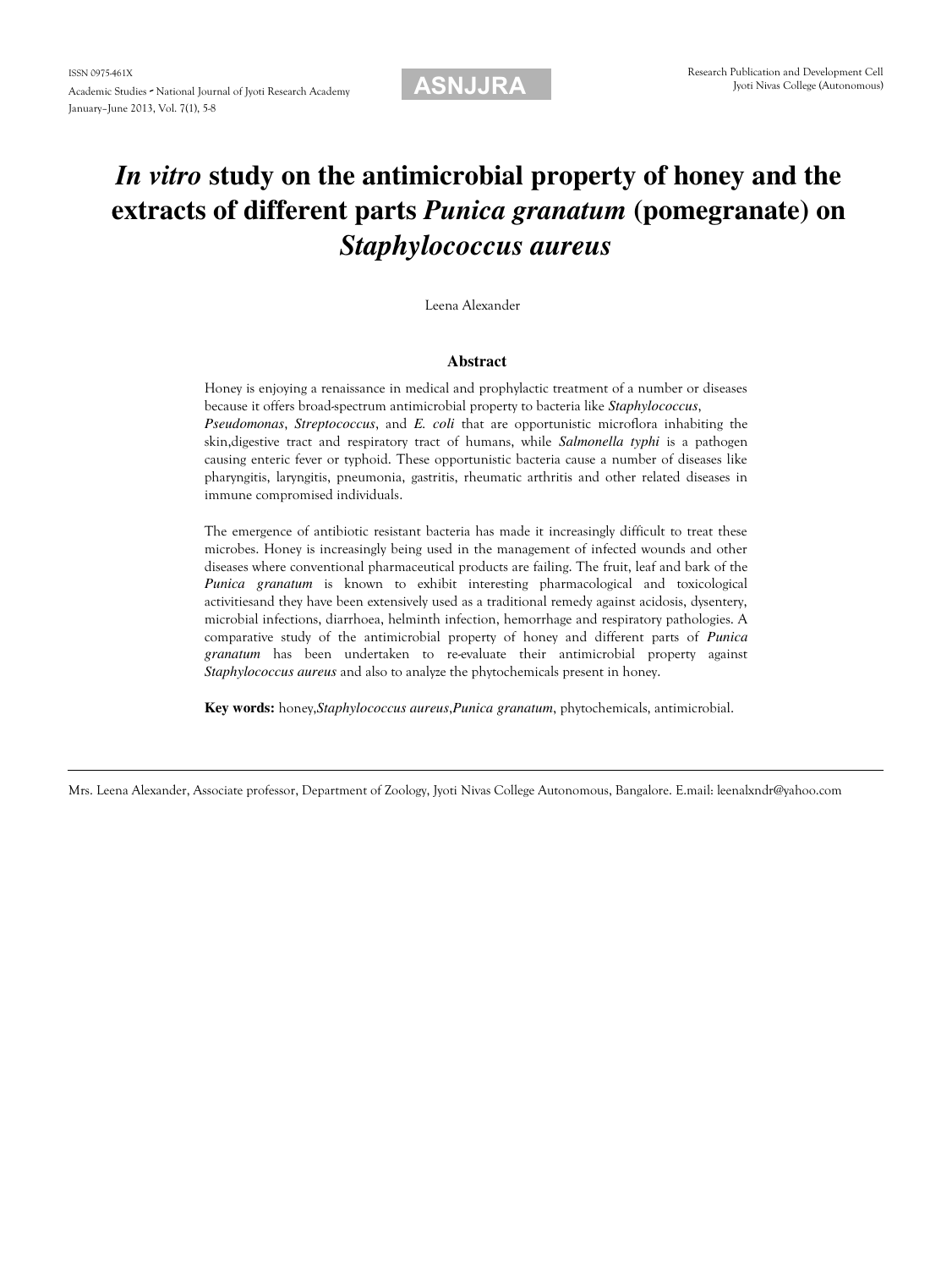# *In vitro* study on the antimicrobial property of honey and the extracts of different parts *Punica granatum* (pomegranate) on *Staphylococcus aureus*

Leena Alexander

## Abstract

Honey is enjoying a renaissance in medical and prophylactic treatment of a number or diseases because it offers broad-spectrum antimicrobial property to bacteria like ***Staphylococcus***, ***Pseudomonas***, ***Streptococcus***, and ***E. coli*** that are opportunistic microflora inhabiting the skin,digestive tract and respiratory tract of humans, while ***Salmonella typhi*** is a pathogen causing enteric fever or typhoid. These opportunistic bacteria cause a number of diseases like pharyngitis, laryngitis, pneumonia, gastritis, rheumatic arthritis and other related diseases in immune compromised individuals.

The emergence of antibiotic resistant bacteria has made it increasingly difficult to treat these microbes. Honey is increasingly being used in the management of infected wounds and other diseases where conventional pharmaceutical products are failing. The fruit, leaf and bark of the ***Punica granatum*** is known to exhibit interesting pharmacological and toxicological activitiesand they have been extensively used as a traditional remedy against acidosis, dysentery, microbial infections, diarrhoea, helminth infection, hemorrhage and respiratory pathologies. A comparative study of the antimicrobial property of honey and different parts of ***Punica granatum*** has been undertaken to re-evaluate their antimicrobial property against ***Staphylococcus aureus*** and also to analyze the phytochemicals present in honey.

**Key words:** honey,*Staphylococcus aureus*,*Punica granatum*, phytochemicals, antimicrobial.

---

Mrs. Leena Alexander, Associate professor, Department of Zoology, Jyoti Nivas College Autonomous, Bangalore. E.mail: leenalxndr@yahoo.com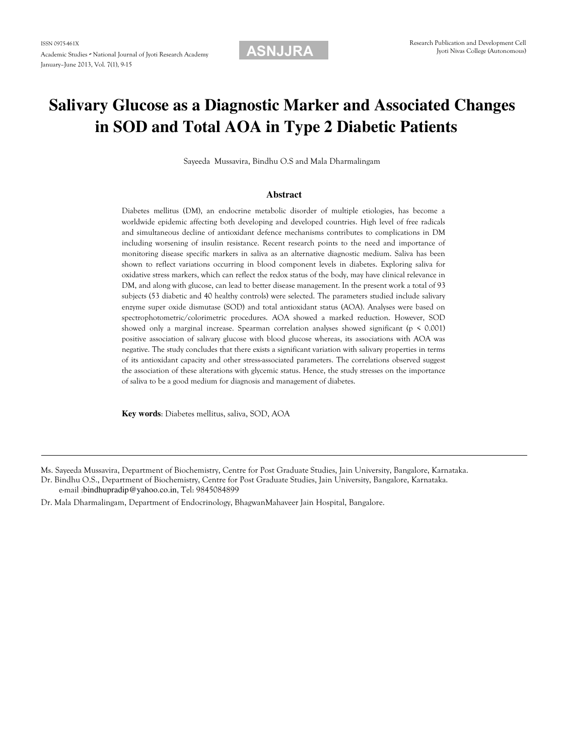# Salivary Glucose as a Diagnostic Marker and Associated Changes in SOD and Total AOA in Type 2 Diabetic Patients

Sayeeda Mussavira, Bindhu O.S and Mala Dharmalingam

## Abstract

Diabetes mellitus (DM), an endocrine metabolic disorder of multiple etiologies, has become a worldwide epidemic affecting both developing and developed countries. High level of free radicals and simultaneous decline of antioxidant defence mechanisms contributes to complications in DM including worsening of insulin resistance. Recent research points to the need and importance of monitoring disease specific markers in saliva as an alternative diagnostic medium. Saliva has been shown to reflect variations occurring in blood component levels in diabetes. Exploring saliva for oxidative stress markers, which can reflect the redox status of the body, may have clinical relevance in DM, and along with glucose, can lead to better disease management. In the present work a total of 93 subjects (53 diabetic and 40 healthy controls) were selected. The parameters studied include salivary enzyme super oxide dismutase (SOD) and total antioxidant status (AOA). Analyses were based on spectrophotometric/colorimetric procedures. AOA showed a marked reduction. However, SOD showed only a marginal increase. Spearman correlation analyses showed significant ($p < 0.001$) positive association of salivary glucose with blood glucose whereas, its associations with AOA was negative. The study concludes that there exists a significant variation with salivary properties in terms of its antioxidant capacity and other stress-associated parameters. The correlations observed suggest the association of these alterations with glycemic status. Hence, the study stresses on the importance of saliva to be a good medium for diagnosis and management of diabetes.

**Key words**: Diabetes mellitus, saliva, SOD, AOA

---

Ms. Sayeeda Mussavira, Department of Biochemistry, Centre for Post Graduate Studies, Jain University, Bangalore, Karnataka.

Dr. Bindhu O.S., Department of Biochemistry, Centre for Post Graduate Studies, Jain University, Bangalore, Karnataka. e-mail :bindhupradip@yahoo.co.in, Tel: 9845084899

Dr. Mala Dharmalingam, Department of Endocrinology, BhagwanMahaveer Jain Hospital, Bangalore.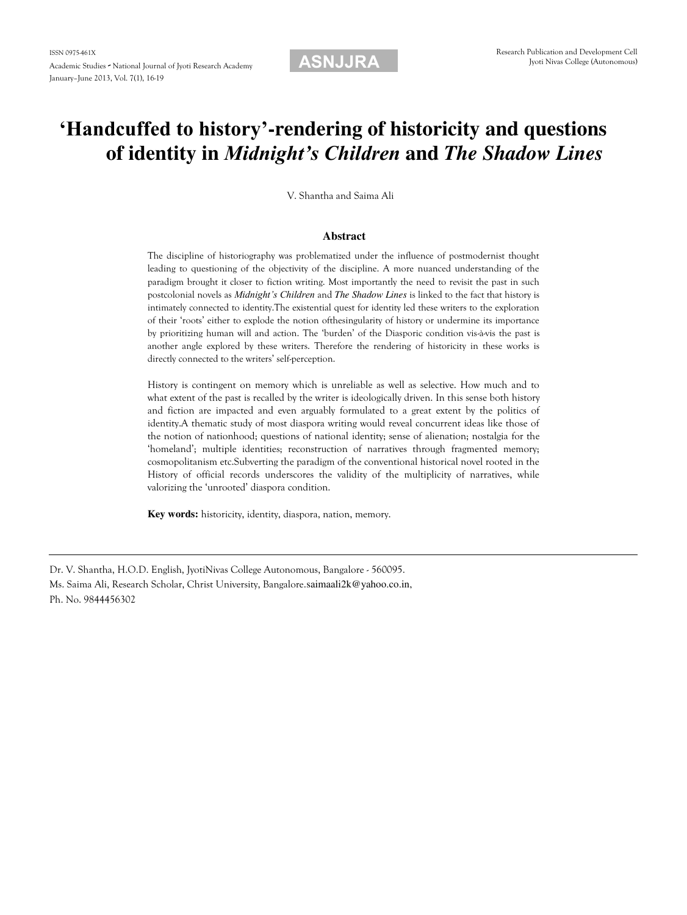# 'Handcuffed to history'-rendering of historicity and questions of identity in *Midnight's Children* and *The Shadow Lines*

V. Shantha and Saima Ali

## Abstract

The discipline of historiography was problematized under the influence of postmodernist thought leading to questioning of the objectivity of the discipline. A more nuanced understanding of the paradigm brought it closer to fiction writing. Most importantly the need to revisit the past in such postcolonial novels as ***Midnight's Children*** and ***The Shadow Lines*** is linked to the fact that history is intimately connected to identity.The existential quest for identity led these writers to the exploration of their 'roots' either to explode the notion ofthesingularity of history or undermine its importance by prioritizing human will and action. The 'burden' of the Diasporic condition vis-à-vis the past is another angle explored by these writers. Therefore the rendering of historicity in these works is directly connected to the writers' self-perception.

History is contingent on memory which is unreliable as well as selective. How much and to what extent of the past is recalled by the writer is ideologically driven. In this sense both history and fiction are impacted and even arguably formulated to a great extent by the politics of identity.A thematic study of most diaspora writing would reveal concurrent ideas like those of the notion of nationhood; questions of national identity; sense of alienation; nostalgia for the 'homeland'; multiple identities; reconstruction of narratives through fragmented memory; cosmopolitanism etc.Subverting the paradigm of the conventional historical novel rooted in the History of official records underscores the validity of the multiplicity of narratives, while valorizing the 'unrooted' diaspora condition.

**Key words:** historicity, identity, diaspora, nation, memory.

---

Dr. V. Shantha, H.O.D. English, JyotiNivas College Autonomous, Bangalore - 560095.
Ms. Saima Ali, Research Scholar, Christ University, Bangalore.saimaali2k@yahoo.co.in,
Ph. No. 9844456302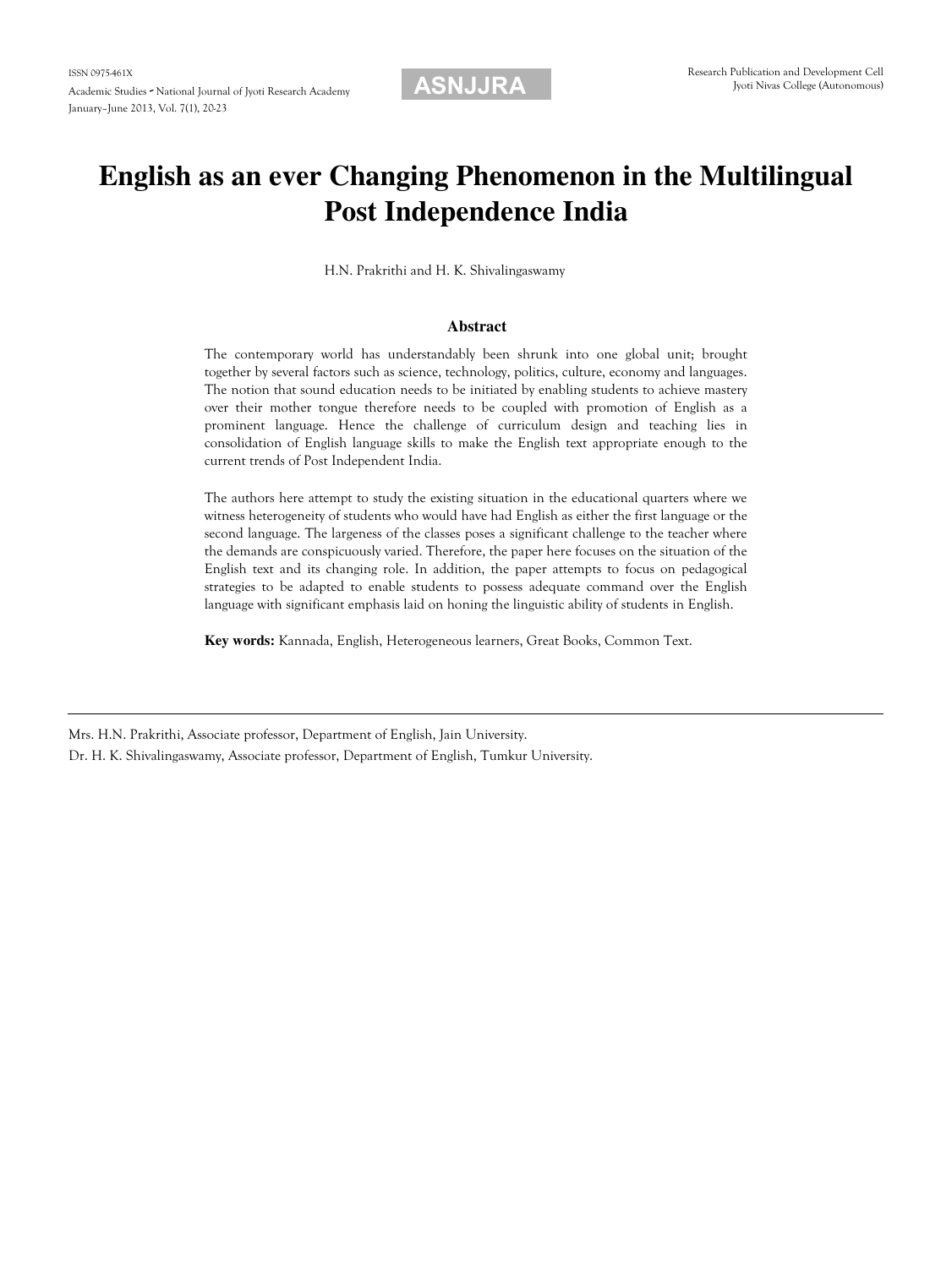# English as an ever Changing Phenomenon in the Multilingual Post Independence India

H.N. Prakrithi and H. K. Shivalingaswamy

## Abstract

The contemporary world has understandably been shrunk into one global unit; brought together by several factors such as science, technology, politics, culture, economy and languages. The notion that sound education needs to be initiated by enabling students to achieve mastery over their mother tongue therefore needs to be coupled with promotion of English as a prominent language. Hence the challenge of curriculum design and teaching lies in consolidation of English language skills to make the English text appropriate enough to the current trends of Post Independent India.

The authors here attempt to study the existing situation in the educational quarters where we witness heterogeneity of students who would have had English as either the first language or the second language. The largeness of the classes poses a significant challenge to the teacher where the demands are conspicuously varied. Therefore, the paper here focuses on the situation of the English text and its changing role. In addition, the paper attempts to focus on pedagogical strategies to be adapted to enable students to possess adequate command over the English language with significant emphasis laid on honing the linguistic ability of students in English.

**Key words:** Kannada, English, Heterogeneous learners, Great Books, Common Text.

---

Mrs. H.N. Prakrithi, Associate professor, Department of English, Jain University.

Dr. H. K. Shivalingaswamy, Associate professor, Department of English, Tumkur University.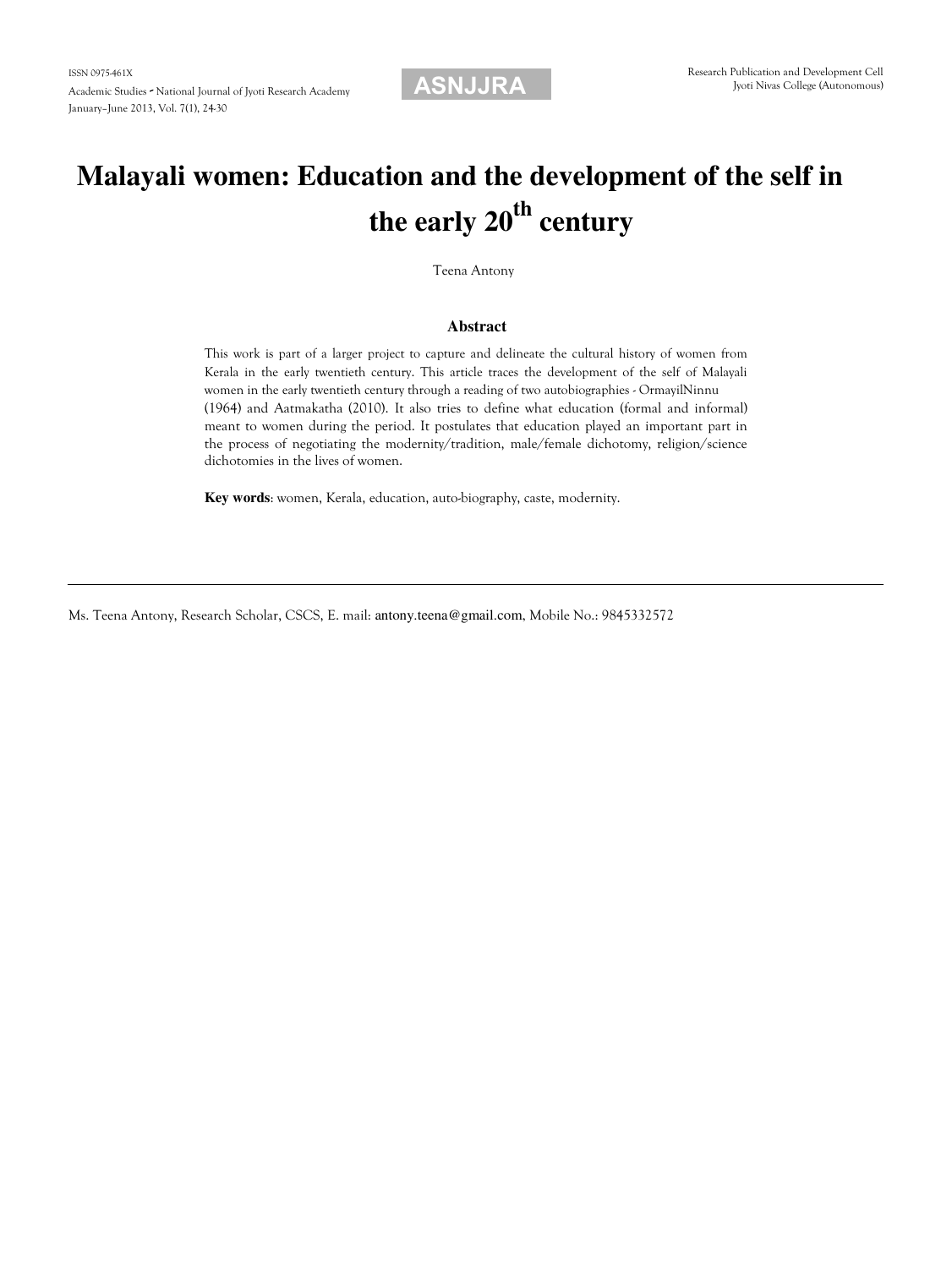# Malayali women: Education and the development of the self in the early 20th century

Teena Antony

## Abstract

This work is part of a larger project to capture and delineate the cultural history of women from Kerala in the early twentieth century. This article traces the development of the self of Malayali women in the early twentieth century through a reading of two autobiographies - OrmayilNinnu (1964) and Aatmakatha (2010). It also tries to define what education (formal and informal) meant to women during the period. It postulates that education played an important part in the process of negotiating the modernity/tradition, male/female dichotomy, religion/science dichotomies in the lives of women.

**Key words**: women, Kerala, education, auto-biography, caste, modernity.

---

Ms. Teena Antony, Research Scholar, CSCS, E. mail: antony.teena@gmail.com, Mobile No.: 9845332572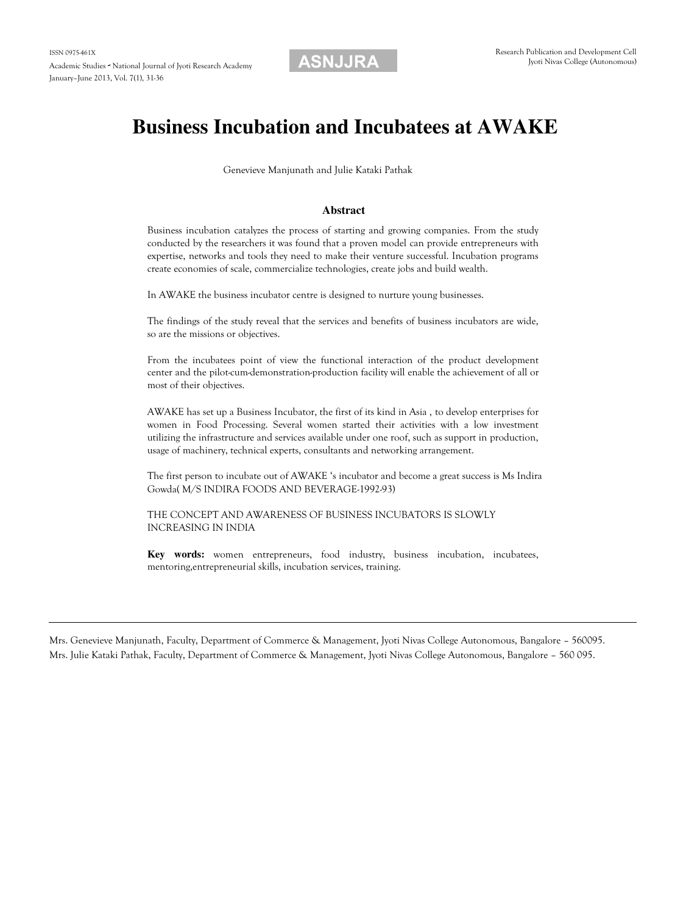# Business Incubation and Incubatees at AWAKE

Genevieve Manjunath and Julie Kataki Pathak

## Abstract

Business incubation catalyzes the process of starting and growing companies. From the study conducted by the researchers it was found that a proven model can provide entrepreneurs with expertise, networks and tools they need to make their venture successful. Incubation programs create economies of scale, commercialize technologies, create jobs and build wealth.

In AWAKE the business incubator centre is designed to nurture young businesses.

The findings of the study reveal that the services and benefits of business incubators are wide, so are the missions or objectives.

From the incubatees point of view the functional interaction of the product development center and the pilot-cum-demonstration-production facility will enable the achievement of all or most of their objectives.

AWAKE has set up a Business Incubator, the first of its kind in Asia , to develop enterprises for women in Food Processing. Several women started their activities with a low investment utilizing the infrastructure and services available under one roof, such as support in production, usage of machinery, technical experts, consultants and networking arrangement.

The first person to incubate out of AWAKE 's incubator and become a great success is Ms Indira Gowda( M/S INDIRA FOODS AND BEVERAGE-1992-93)

THE CONCEPT AND AWARENESS OF BUSINESS INCUBATORS IS SLOWLY INCREASING IN INDIA

**Key words:** women entrepreneurs, food industry, business incubation, incubatees, mentoring,entrepreneurial skills, incubation services, training.

---

Mrs. Genevieve Manjunath, Faculty, Department of Commerce & Management, Jyoti Nivas College Autonomous, Bangalore – 560095.

Mrs. Julie Kataki Pathak, Faculty, Department of Commerce & Management, Jyoti Nivas College Autonomous, Bangalore – 560 095.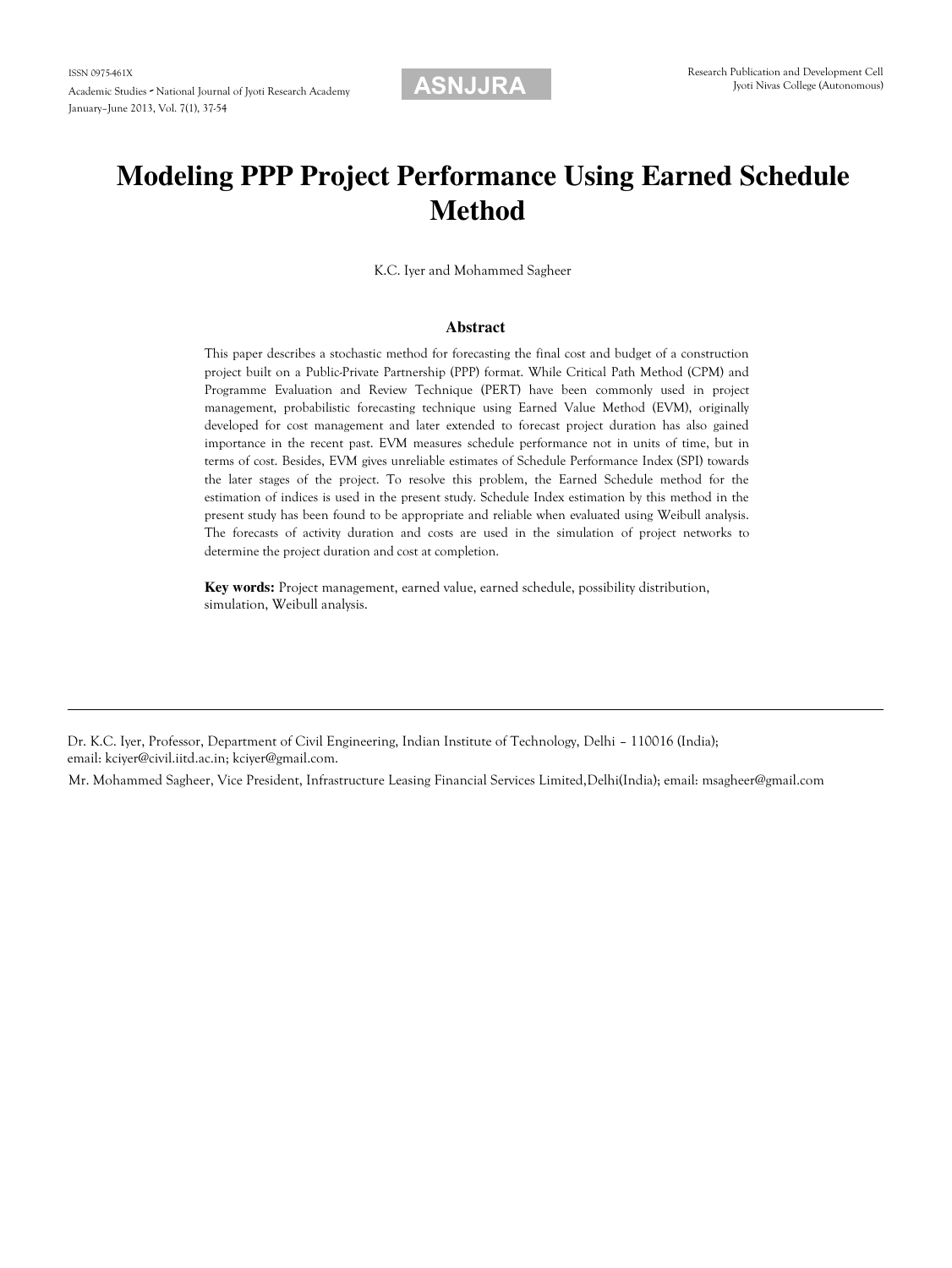# Modeling PPP Project Performance Using Earned Schedule Method

K.C. Iyer and Mohammed Sagheer

## Abstract

This paper describes a stochastic method for forecasting the final cost and budget of a construction project built on a Public-Private Partnership (PPP) format. While Critical Path Method (CPM) and Programme Evaluation and Review Technique (PERT) have been commonly used in project management, probabilistic forecasting technique using Earned Value Method (EVM), originally developed for cost management and later extended to forecast project duration has also gained importance in the recent past. EVM measures schedule performance not in units of time, but in terms of cost. Besides, EVM gives unreliable estimates of Schedule Performance Index (SPI) towards the later stages of the project. To resolve this problem, the Earned Schedule method for the estimation of indices is used in the present study. Schedule Index estimation by this method in the present study has been found to be appropriate and reliable when evaluated using Weibull analysis. The forecasts of activity duration and costs are used in the simulation of project networks to determine the project duration and cost at completion.

**Key words:** Project management, earned value, earned schedule, possibility distribution, simulation, Weibull analysis.

---

Dr. K.C. Iyer, Professor, Department of Civil Engineering, Indian Institute of Technology, Delhi – 110016 (India); email: kciyer@civil.iitd.ac.in; kciyer@gmail.com.

Mr. Mohammed Sagheer, Vice President, Infrastructure Leasing Financial Services Limited,Delhi(India); email: msagheer@gmail.com